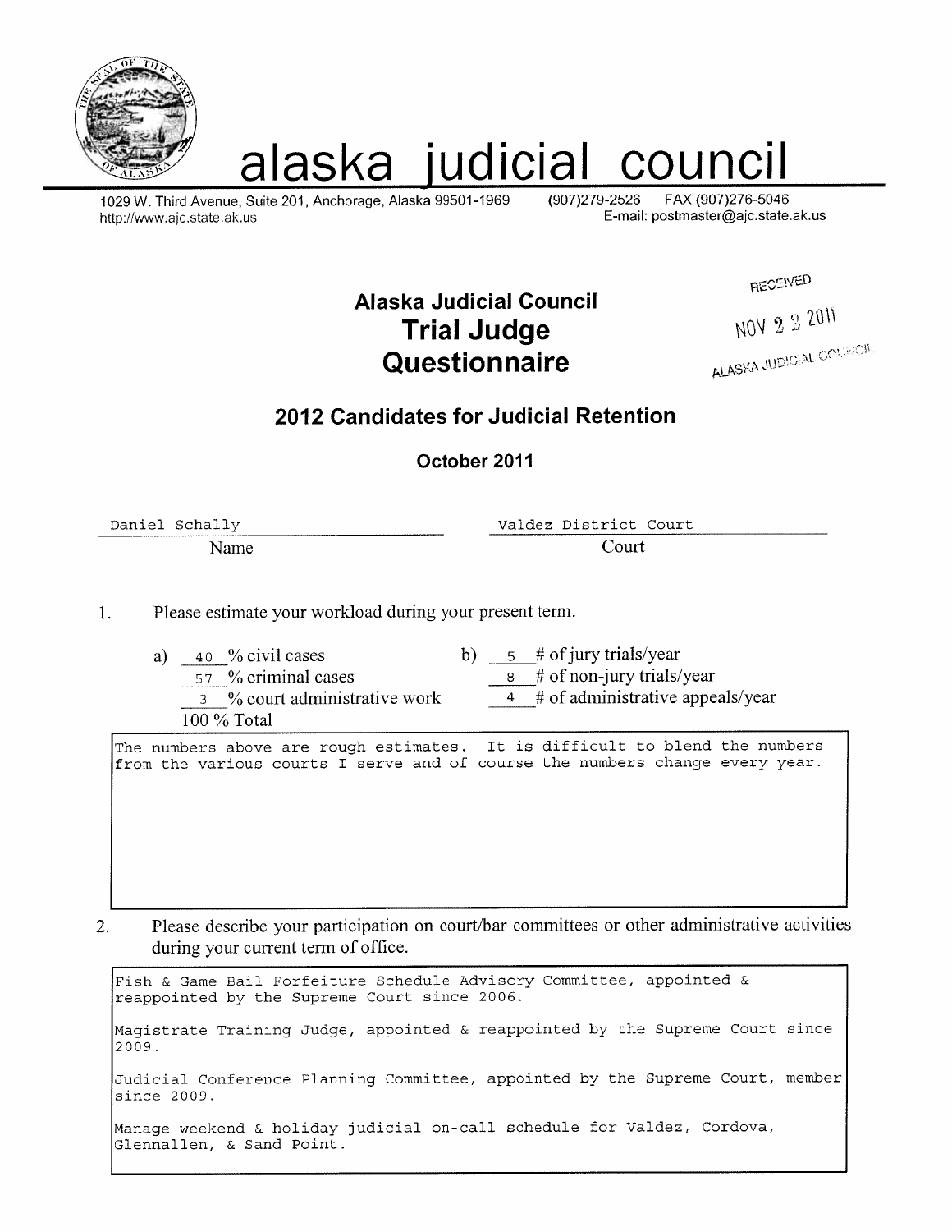# alaska judicial council

1029 W. Third Avenue, Suite 201, Anchorage, Alaska 99501-1969 (907)279-2526 FAX (907)276-5046
http://www.ajc.state.ak.us E-mail: postmaster@ajc.state.ak.us

RECEIVED
NOV 23 2011
ALASKA JUDICIAL COUNCIL

## Alaska Judicial Council
## Trial Judge Questionnaire

### 2012 Candidates for Judicial Retention

**October 2011**

Name: Daniel Schally

Court: Valdez District Court

1. Please estimate your workload during your present term.

a) 40 % civil cases
57 % criminal cases
3 % court administrative work
100 % Total

b) 5 # of jury trials/year
8 # of non-jury trials/year
4 # of administrative appeals/year

The numbers above are rough estimates. It is difficult to blend the numbers from the various courts I serve and of course the numbers change every year.

2. Please describe your participation on court/bar committees or other administrative activities during your current term of office.

Fish & Game Bail Forfeiture Schedule Advisory Committee, appointed & reappointed by the Supreme Court since 2006.

Magistrate Training Judge, appointed & reappointed by the Supreme Court since 2009.

Judicial Conference Planning Committee, appointed by the Supreme Court, member since 2009.

Manage weekend & holiday judicial on-call schedule for Valdez, Cordova, Glennallen, & Sand Point.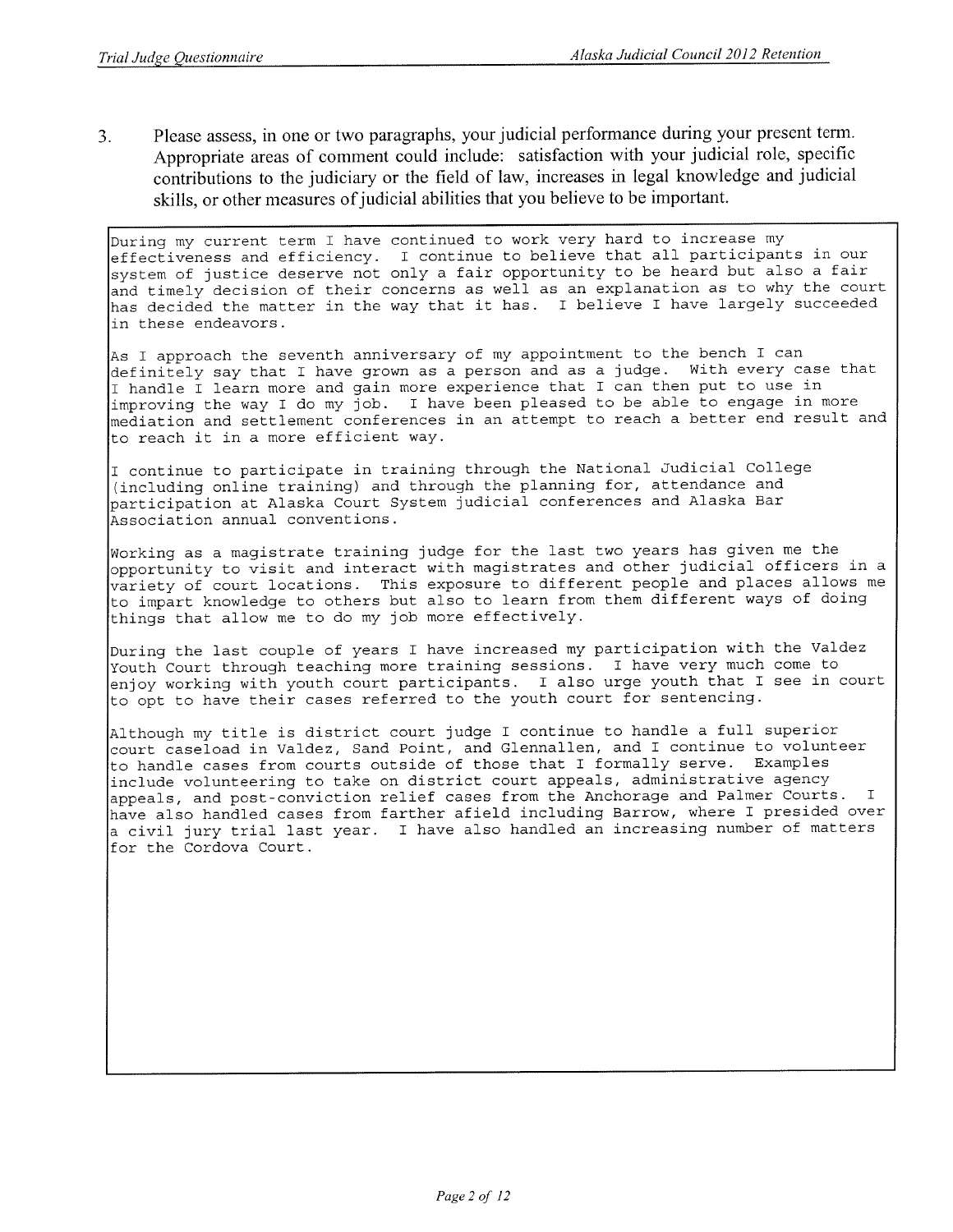3. Please assess, in one or two paragraphs, your judicial performance during your present term. Appropriate areas of comment could include: satisfaction with your judicial role, specific contributions to the judiciary or the field of law, increases in legal knowledge and judicial skills, or other measures of judicial abilities that you believe to be important.

During my current term I have continued to work very hard to increase my effectiveness and efficiency. I continue to believe that all participants in our system of justice deserve not only a fair opportunity to be heard but also a fair and timely decision of their concerns as well as an explanation as to why the court has decided the matter in the way that it has. I believe I have largely succeeded in these endeavors.

As I approach the seventh anniversary of my appointment to the bench I can definitely say that I have grown as a person and as a judge. With every case that I handle I learn more and gain more experience that I can then put to use in improving the way I do my job. I have been pleased to be able to engage in more mediation and settlement conferences in an attempt to reach a better end result and to reach it in a more efficient way.

I continue to participate in training through the National Judicial College (including online training) and through the planning for, attendance and participation at Alaska Court System judicial conferences and Alaska Bar Association annual conventions.

Working as a magistrate training judge for the last two years has given me the opportunity to visit and interact with magistrates and other judicial officers in a variety of court locations. This exposure to different people and places allows me to impart knowledge to others but also to learn from them different ways of doing things that allow me to do my job more effectively.

During the last couple of years I have increased my participation with the Valdez Youth Court through teaching more training sessions. I have very much come to enjoy working with youth court participants. I also urge youth that I see in court to opt to have their cases referred to the youth court for sentencing.

Although my title is district court judge I continue to handle a full superior court caseload in Valdez, Sand Point, and Glennallen, and I continue to volunteer to handle cases from courts outside of those that I formally serve. Examples include volunteering to take on district court appeals, administrative agency appeals, and post-conviction relief cases from the Anchorage and Palmer Courts. I have also handled cases from farther afield including Barrow, where I presided over a civil jury trial last year. I have also handled an increasing number of matters for the Cordova Court.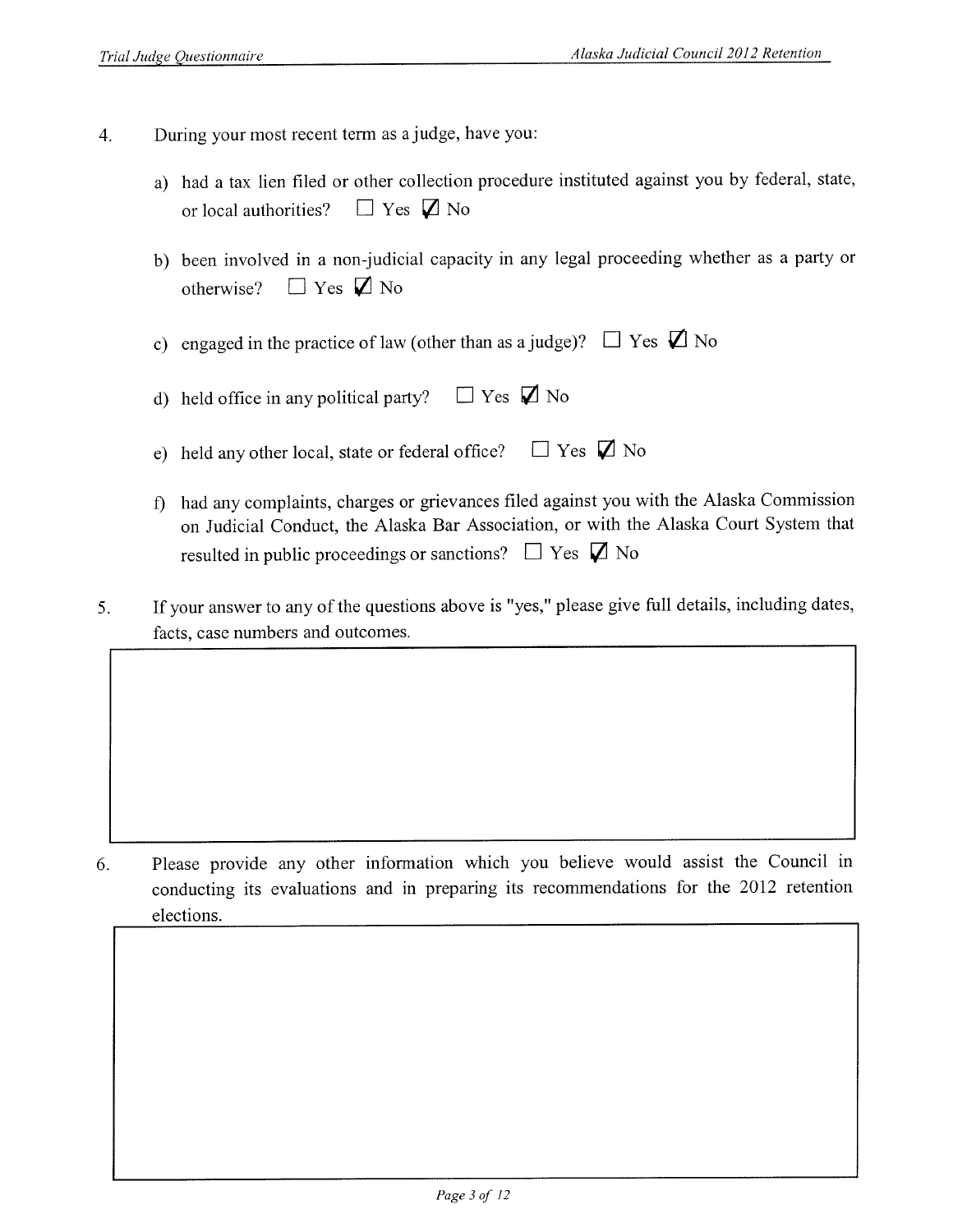4. During your most recent term as a judge, have you:

   a) had a tax lien filed or other collection procedure instituted against you by federal, state, or local authorities? ☐ Yes ☑ No

   b) been involved in a non-judicial capacity in any legal proceeding whether as a party or otherwise? ☐ Yes ☑ No

   c) engaged in the practice of law (other than as a judge)? ☐ Yes ☑ No

   d) held office in any political party? ☐ Yes ☑ No

   e) held any other local, state or federal office? ☐ Yes ☑ No

   f) had any complaints, charges or grievances filed against you with the Alaska Commission on Judicial Conduct, the Alaska Bar Association, or with the Alaska Court System that resulted in public proceedings or sanctions? ☐ Yes ☑ No

5. If your answer to any of the questions above is "yes," please give full details, including dates, facts, case numbers and outcomes.

6. Please provide any other information which you believe would assist the Council in conducting its evaluations and in preparing its recommendations for the 2012 retention elections.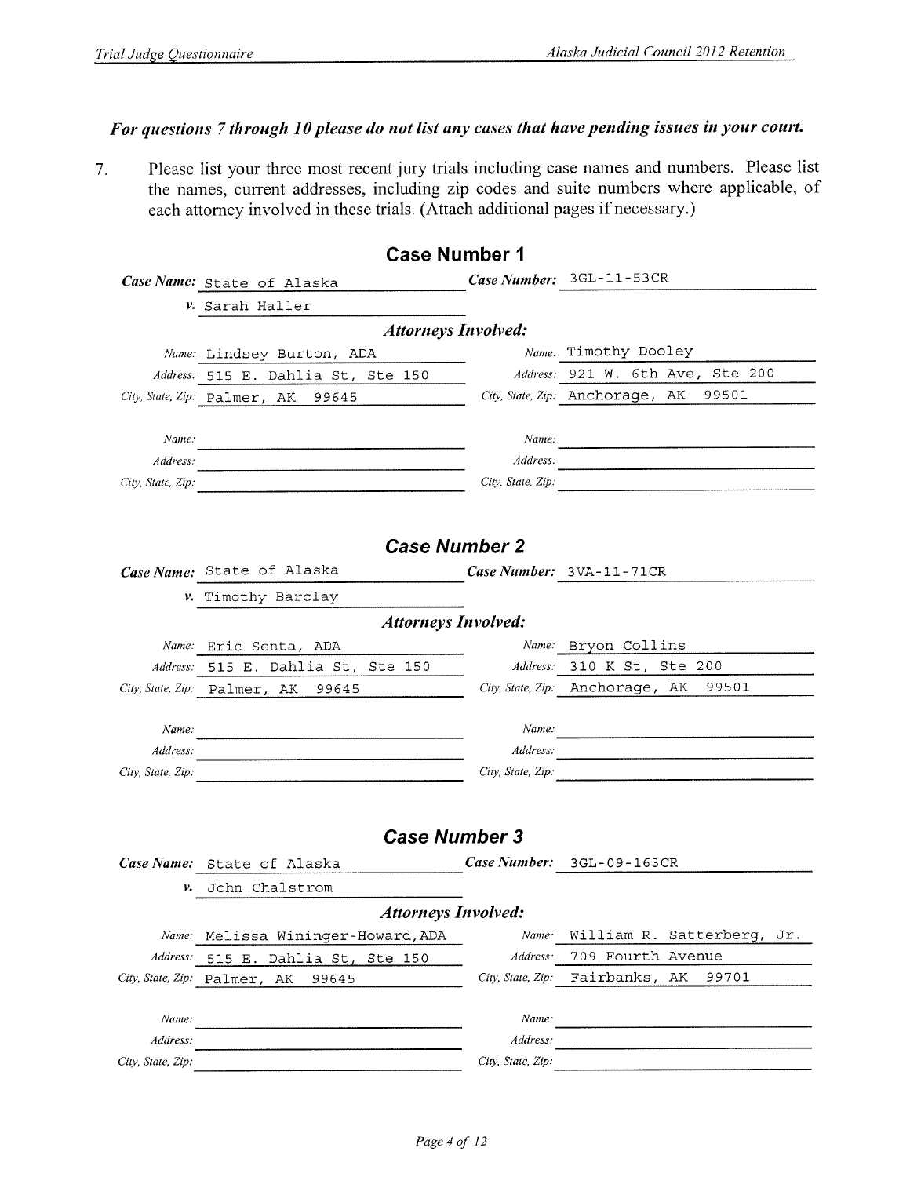***For questions 7 through 10 please do not list any cases that have pending issues in your court.***

7. Please list your three most recent jury trials including case names and numbers. Please list the names, current addresses, including zip codes and suite numbers where applicable, of each attorney involved in these trials. (Attach additional pages if necessary.)

## Case Number 1

***Case Name:*** State of Alaska

***v.*** Sarah Haller

***Case Number:*** 3GL-11-53CR

***Attorneys Involved:***

| | | | |
|---|---|---|---|
| *Name:* | Lindsey Burton, ADA | *Name:* | Timothy Dooley |
| *Address:* | 515 E. Dahlia St, Ste 150 | *Address:* | 921 W. 6th Ave, Ste 200 |
| *City, State, Zip:* | Palmer, AK 99645 | *City, State, Zip:* | Anchorage, AK 99501 |
| *Name:* | | *Name:* | |
| *Address:* | | *Address:* | |
| *City, State, Zip:* | | *City, State, Zip:* | |

## *Case Number 2*

***Case Name:*** State of Alaska

***v.*** Timothy Barclay

***Case Number:*** 3VA-11-71CR

***Attorneys Involved:***

| | | | |
|---|---|---|---|
| *Name:* | Eric Senta, ADA | *Name:* | Bryon Collins |
| *Address:* | 515 E. Dahlia St, Ste 150 | *Address:* | 310 K St, Ste 200 |
| *City, State, Zip:* | Palmer, AK 99645 | *City, State, Zip:* | Anchorage, AK 99501 |
| *Name:* | | *Name:* | |
| *Address:* | | *Address:* | |
| *City, State, Zip:* | | *City, State, Zip:* | |

## *Case Number 3*

***Case Name:*** State of Alaska

***v.*** John Chalstrom

***Case Number:*** 3GL-09-163CR

***Attorneys Involved:***

| | | | |
|---|---|---|---|
| *Name:* | Melissa Wininger-Howard, ADA | *Name:* | William R. Satterberg, Jr. |
| *Address:* | 515 E. Dahlia St, Ste 150 | *Address:* | 709 Fourth Avenue |
| *City, State, Zip:* | Palmer, AK 99645 | *City, State, Zip:* | Fairbanks, AK 99701 |
| *Name:* | | *Name:* | |
| *Address:* | | *Address:* | |
| *City, State, Zip:* | | *City, State, Zip:* | |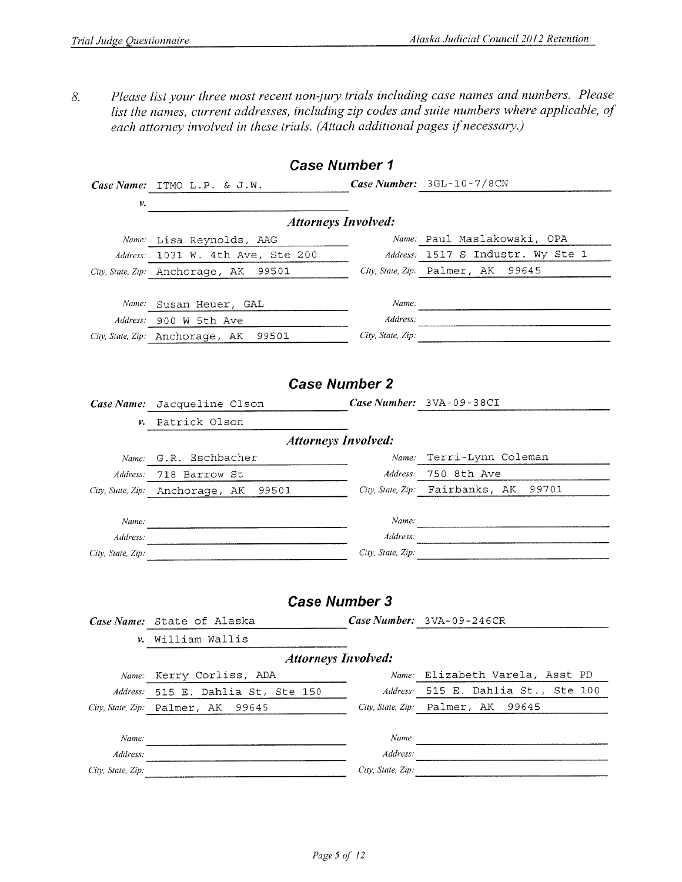8. *Please list your three most recent non-jury trials including case names and numbers. Please list the names, current addresses, including zip codes and suite numbers where applicable, of each attorney involved in these trials. (Attach additional pages if necessary.)*

## Case Number 1

**Case Name:** ITMO L.P. & J.W.

**v.**

**Case Number:** 3GL-10-7/8CN

### Attorneys Involved:

| | | | |
|---|---|---|---|
| *Name:* | Lisa Reynolds, AAG | *Name:* | Paul Maslakowski, OPA |
| *Address:* | 1031 W. 4th Ave, Ste 200 | *Address:* | 1517 S Industr. Wy Ste 1 |
| *City, State, Zip:* | Anchorage, AK 99501 | *City, State, Zip:* | Palmer, AK 99645 |
| *Name:* | Susan Heuer, GAL | *Name:* | |
| *Address:* | 900 W 5th Ave | *Address:* | |
| *City, State, Zip:* | Anchorage, AK 99501 | *City, State, Zip:* | |

## Case Number 2

**Case Name:** Jacqueline Olson

**v.** Patrick Olson

**Case Number:** 3VA-09-38CI

### Attorneys Involved:

| | | | |
|---|---|---|---|
| *Name:* | G.R. Eschbacher | *Name:* | Terri-Lynn Coleman |
| *Address:* | 718 Barrow St | *Address:* | 750 8th Ave |
| *City, State, Zip:* | Anchorage, AK 99501 | *City, State, Zip:* | Fairbanks, AK 99701 |
| *Name:* | | *Name:* | |
| *Address:* | | *Address:* | |
| *City, State, Zip:* | | *City, State, Zip:* | |

## Case Number 3

**Case Name:** State of Alaska

**v.** William Wallis

**Case Number:** 3VA-09-246CR

### Attorneys Involved:

| | | | |
|---|---|---|---|
| *Name:* | Kerry Corliss, ADA | *Name:* | Elizabeth Varela, Asst PD |
| *Address:* | 515 E. Dahlia St, Ste 150 | *Address:* | 515 E. Dahlia St., Ste 100 |
| *City, State, Zip:* | Palmer, AK 99645 | *City, State, Zip:* | Palmer, AK 99645 |
| *Name:* | | *Name:* | |
| *Address:* | | *Address:* | |
| *City, State, Zip:* | | *City, State, Zip:* | |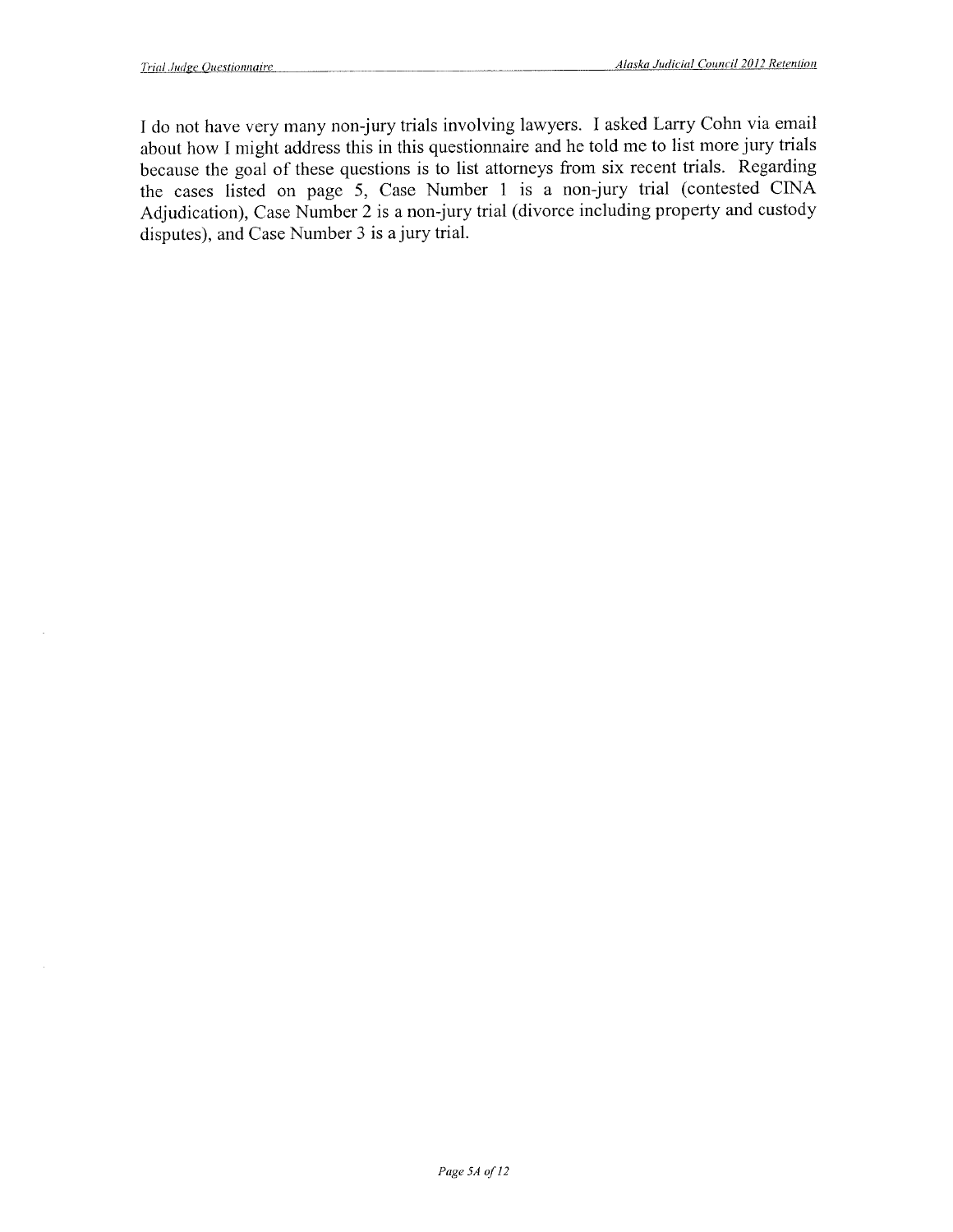I do not have very many non-jury trials involving lawyers. I asked Larry Cohn via email about how I might address this in this questionnaire and he told me to list more jury trials because the goal of these questions is to list attorneys from six recent trials. Regarding the cases listed on page 5, Case Number 1 is a non-jury trial (contested CINA Adjudication), Case Number 2 is a non-jury trial (divorce including property and custody disputes), and Case Number 3 is a jury trial.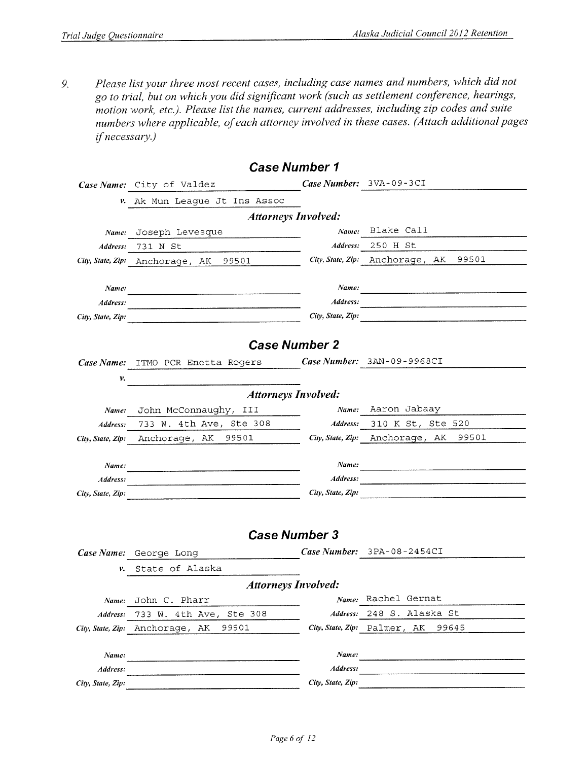9. *Please list your three most recent cases, including case names and numbers, which did not go to trial, but on which you did significant work (such as settlement conference, hearings, motion work, etc.). Please list the names, current addresses, including zip codes and suite numbers where applicable, of each attorney involved in these cases. (Attach additional pages if necessary.)*

## Case Number 1

**Case Name:** City of Valdez

***v.*** Ak Mun League Jt Ins Assoc

**Case Number:** 3VA-09-3CI

### Attorneys Involved:

| | | | |
|---|---|---|---|
| ***Name:*** | Joseph Levesque | ***Name:*** | Blake Call |
| ***Address:*** | 731 N St | ***Address:*** | 250 H St |
| ***City, State, Zip:*** | Anchorage, AK 99501 | ***City, State, Zip:*** | Anchorage, AK 99501 |
| ***Name:*** | | ***Name:*** | |
| ***Address:*** | | ***Address:*** | |
| ***City, State, Zip:*** | | ***City, State, Zip:*** | |

## Case Number 2

**Case Name:** ITMO PCR Enetta Rogers

***v.***

**Case Number:** 3AN-09-9968CI

### Attorneys Involved:

| | | | |
|---|---|---|---|
| ***Name:*** | John McConnaughy, III | ***Name:*** | Aaron Jabaay |
| ***Address:*** | 733 W. 4th Ave, Ste 308 | ***Address:*** | 310 K St, Ste 520 |
| ***City, State, Zip:*** | Anchorage, AK 99501 | ***City, State, Zip:*** | Anchorage, AK 99501 |
| ***Name:*** | | ***Name:*** | |
| ***Address:*** | | ***Address:*** | |
| ***City, State, Zip:*** | | ***City, State, Zip:*** | |

## Case Number 3

**Case Name:** George Long

***v.*** State of Alaska

**Case Number:** 3PA-08-2454CI

### Attorneys Involved:

| | | | |
|---|---|---|---|
| ***Name:*** | John C. Pharr | ***Name:*** | Rachel Gernat |
| ***Address:*** | 733 W. 4th Ave, Ste 308 | ***Address:*** | 248 S. Alaska St |
| ***City, State, Zip:*** | Anchorage, AK 99501 | ***City, State, Zip:*** | Palmer, AK 99645 |
| ***Name:*** | | ***Name:*** | |
| ***Address:*** | | ***Address:*** | |
| ***City, State, Zip:*** | | ***City, State, Zip:*** | |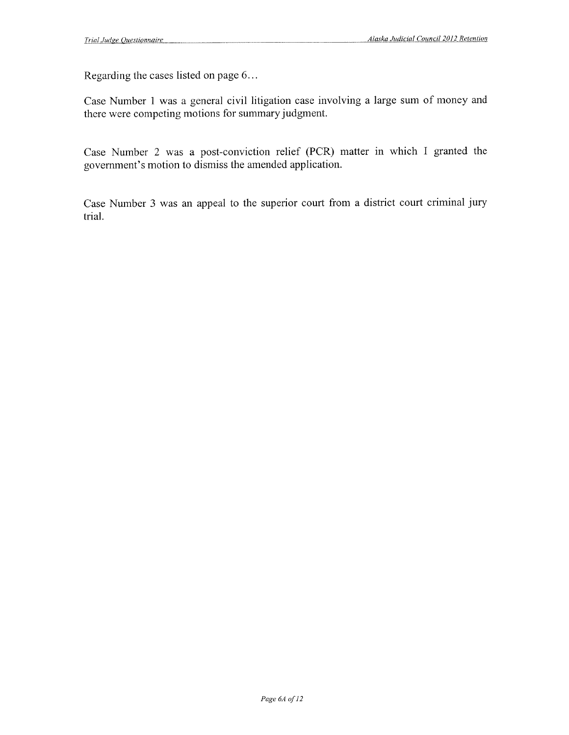Regarding the cases listed on page 6...

Case Number 1 was a general civil litigation case involving a large sum of money and there were competing motions for summary judgment.

Case Number 2 was a post-conviction relief (PCR) matter in which I granted the government's motion to dismiss the amended application.

Case Number 3 was an appeal to the superior court from a district court criminal jury trial.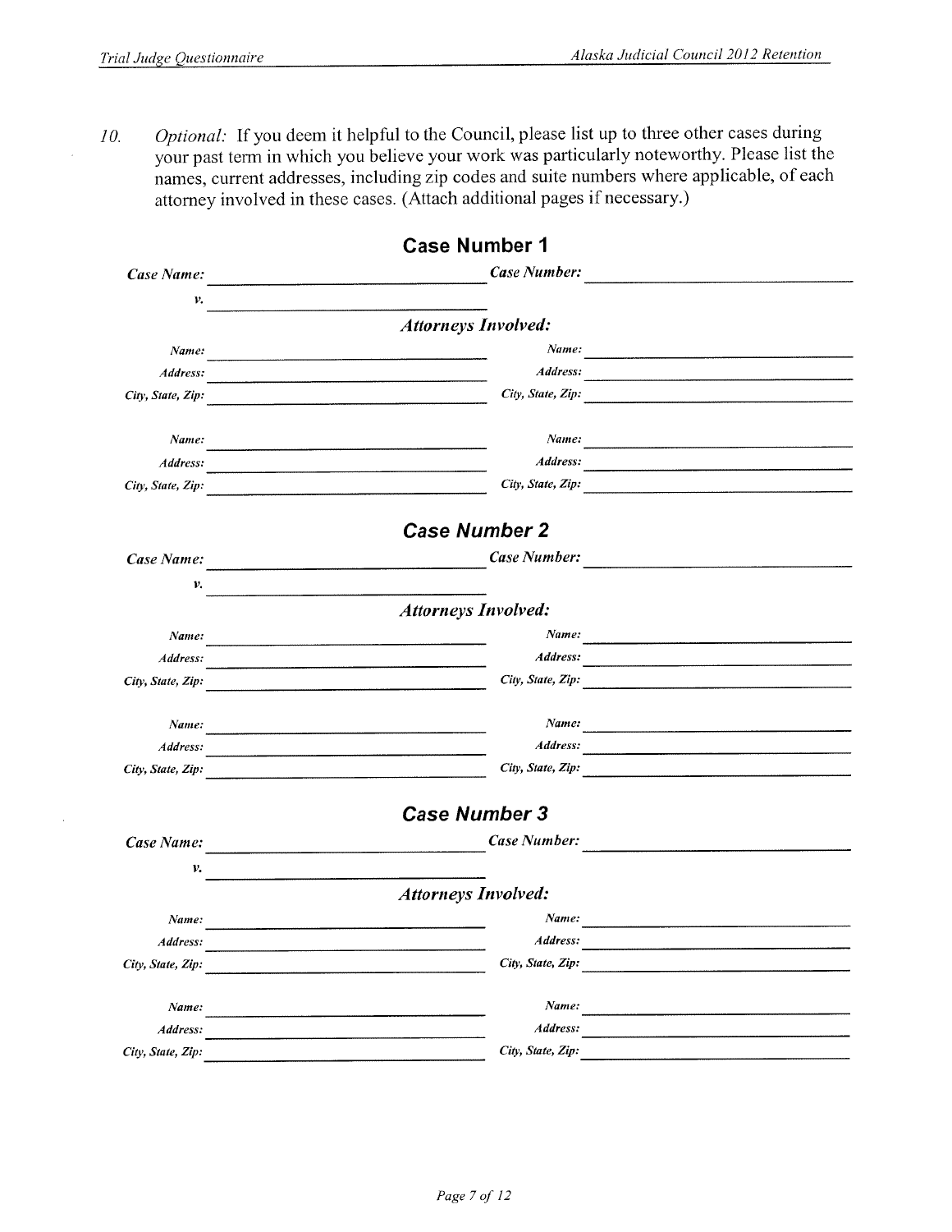10. *Optional:* If you deem it helpful to the Council, please list up to three other cases during your past term in which you believe your work was particularly noteworthy. Please list the names, current addresses, including zip codes and suite numbers where applicable, of each attorney involved in these cases. (Attach additional pages if necessary.)

## Case Number 1

***Case Name:*** ______________________ ***Case Number:*** ______________________

***v.*** ______________________

***Attorneys Involved:***

| | | | |
|---|---|---|---|
| *Name:* | | *Name:* | |
| *Address:* | | *Address:* | |
| *City, State, Zip:* | | *City, State, Zip:* | |
| *Name:* | | *Name:* | |
| *Address:* | | *Address:* | |
| *City, State, Zip:* | | *City, State, Zip:* | |

## Case Number 2

***Case Name:*** ______________________ ***Case Number:*** ______________________

***v.*** ______________________

***Attorneys Involved:***

| | | | |
|---|---|---|---|
| *Name:* | | *Name:* | |
| *Address:* | | *Address:* | |
| *City, State, Zip:* | | *City, State, Zip:* | |
| *Name:* | | *Name:* | |
| *Address:* | | *Address:* | |
| *City, State, Zip:* | | *City, State, Zip:* | |

## Case Number 3

***Case Name:*** ______________________ ***Case Number:*** ______________________

***v.*** ______________________

***Attorneys Involved:***

| | | | |
|---|---|---|---|
| *Name:* | | *Name:* | |
| *Address:* | | *Address:* | |
| *City, State, Zip:* | | *City, State, Zip:* | |
| *Name:* | | *Name:* | |
| *Address:* | | *Address:* | |
| *City, State, Zip:* | | *City, State, Zip:* | |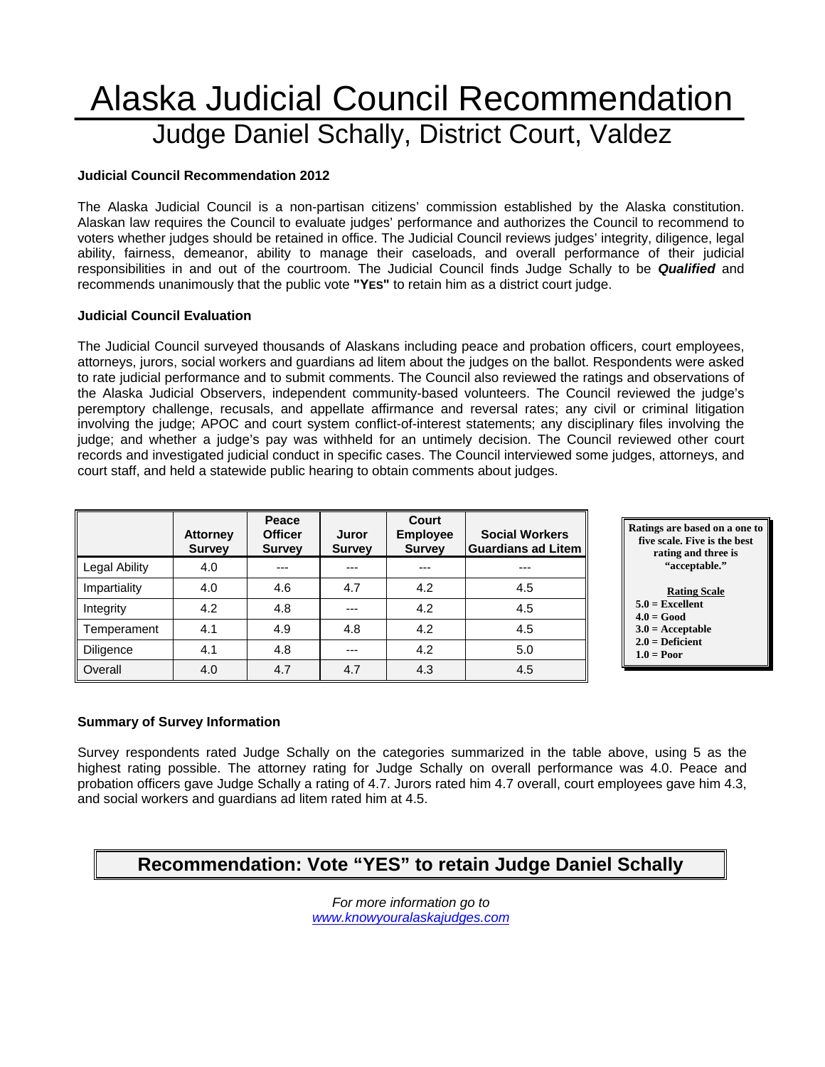# Alaska Judicial Council Recommendation

## Judge Daniel Schally, District Court, Valdez

**Judicial Council Recommendation 2012**

The Alaska Judicial Council is a non-partisan citizens' commission established by the Alaska constitution. Alaskan law requires the Council to evaluate judges' performance and authorizes the Council to recommend to voters whether judges should be retained in office. The Judicial Council reviews judges' integrity, diligence, legal ability, fairness, demeanor, ability to manage their caseloads, and overall performance of their judicial responsibilities in and out of the courtroom. The Judicial Council finds Judge Schally to be ***Qualified*** and recommends unanimously that the public vote **"YES"** to retain him as a district court judge.

**Judicial Council Evaluation**

The Judicial Council surveyed thousands of Alaskans including peace and probation officers, court employees, attorneys, jurors, social workers and guardians ad litem about the judges on the ballot. Respondents were asked to rate judicial performance and to submit comments. The Council also reviewed the ratings and observations of the Alaska Judicial Observers, independent community-based volunteers. The Council reviewed the judge's peremptory challenge, recusals, and appellate affirmance and reversal rates; any civil or criminal litigation involving the judge; APOC and court system conflict-of-interest statements; any disciplinary files involving the judge; and whether a judge's pay was withheld for an untimely decision. The Council reviewed other court records and investigated judicial conduct in specific cases. The Council interviewed some judges, attorneys, and court staff, and held a statewide public hearing to obtain comments about judges.

| | Attorney Survey | Peace Officer Survey | Juror Survey | Court Employee Survey | Social Workers Guardians ad Litem |
|---|---|---|---|---|---|
| Legal Ability | 4.0 | --- | --- | --- | --- |
| Impartiality | 4.0 | 4.6 | 4.7 | 4.2 | 4.5 |
| Integrity | 4.2 | 4.8 | --- | 4.2 | 4.5 |
| Temperament | 4.1 | 4.9 | 4.8 | 4.2 | 4.5 |
| Diligence | 4.1 | 4.8 | --- | 4.2 | 5.0 |
| Overall | 4.0 | 4.7 | 4.7 | 4.3 | 4.5 |

**Ratings are based on a one to five scale. Five is the best rating and three is "acceptable."**

**Rating Scale**
- **5.0 = Excellent**
- **4.0 = Good**
- **3.0 = Acceptable**
- **2.0 = Deficient**
- **1.0 = Poor**

**Summary of Survey Information**

Survey respondents rated Judge Schally on the categories summarized in the table above, using 5 as the highest rating possible. The attorney rating for Judge Schally on overall performance was 4.0. Peace and probation officers gave Judge Schally a rating of 4.7. Jurors rated him 4.7 overall, court employees gave him 4.3, and social workers and guardians ad litem rated him at 4.5.

**Recommendation: Vote "YES" to retain Judge Daniel Schally**

*For more information go to [www.knowyouralaskajudges.com](www.knowyouralaskajudges.com)*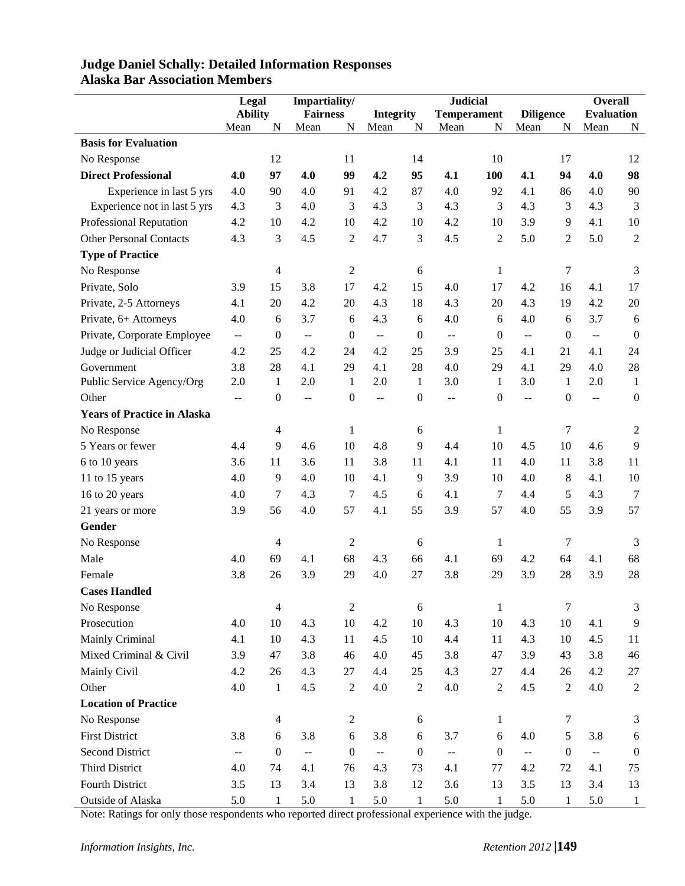## Judge Daniel Schally: Detailed Information Responses
## Alaska Bar Association Members

| | Legal Ability | | Impartiality/ Fairness | | Integrity | | Judicial Temperament | | Diligence | | Overall Evaluation | |
|---|---|---|---|---|---|---|---|---|---|---|---|---|
| | Mean | N | Mean | N | Mean | N | Mean | N | Mean | N | Mean | N |
| **Basis for Evaluation** | | | | | | | | | | | | |
| No Response | | 12 | | 11 | | 14 | | 10 | | 17 | | 12 |
| **Direct Professional** | **4.0** | **97** | **4.0** | **99** | **4.2** | **95** | **4.1** | **100** | **4.1** | **94** | **4.0** | **98** |
| Experience in last 5 yrs | 4.0 | 90 | 4.0 | 91 | 4.2 | 87 | 4.0 | 92 | 4.1 | 86 | 4.0 | 90 |
| Experience not in last 5 yrs | 4.3 | 3 | 4.0 | 3 | 4.3 | 3 | 4.3 | 3 | 4.3 | 3 | 4.3 | 3 |
| Professional Reputation | 4.2 | 10 | 4.2 | 10 | 4.2 | 10 | 4.2 | 10 | 3.9 | 9 | 4.1 | 10 |
| Other Personal Contacts | 4.3 | 3 | 4.5 | 2 | 4.7 | 3 | 4.5 | 2 | 5.0 | 2 | 5.0 | 2 |
| **Type of Practice** | | | | | | | | | | | | |
| No Response | | 4 | | 2 | | 6 | | 1 | | 7 | | 3 |
| Private, Solo | 3.9 | 15 | 3.8 | 17 | 4.2 | 15 | 4.0 | 17 | 4.2 | 16 | 4.1 | 17 |
| Private, 2-5 Attorneys | 4.1 | 20 | 4.2 | 20 | 4.3 | 18 | 4.3 | 20 | 4.3 | 19 | 4.2 | 20 |
| Private, 6+ Attorneys | 4.0 | 6 | 3.7 | 6 | 4.3 | 6 | 4.0 | 6 | 4.0 | 6 | 3.7 | 6 |
| Private, Corporate Employee | -- | 0 | -- | 0 | -- | 0 | -- | 0 | -- | 0 | -- | 0 |
| Judge or Judicial Officer | 4.2 | 25 | 4.2 | 24 | 4.2 | 25 | 3.9 | 25 | 4.1 | 21 | 4.1 | 24 |
| Government | 3.8 | 28 | 4.1 | 29 | 4.1 | 28 | 4.0 | 29 | 4.1 | 29 | 4.0 | 28 |
| Public Service Agency/Org | 2.0 | 1 | 2.0 | 1 | 2.0 | 1 | 3.0 | 1 | 3.0 | 1 | 2.0 | 1 |
| Other | -- | 0 | -- | 0 | -- | 0 | -- | 0 | -- | 0 | -- | 0 |
| **Years of Practice in Alaska** | | | | | | | | | | | | |
| No Response | | 4 | | 1 | | 6 | | 1 | | 7 | | 2 |
| 5 Years or fewer | 4.4 | 9 | 4.6 | 10 | 4.8 | 9 | 4.4 | 10 | 4.5 | 10 | 4.6 | 9 |
| 6 to 10 years | 3.6 | 11 | 3.6 | 11 | 3.8 | 11 | 4.1 | 11 | 4.0 | 11 | 3.8 | 11 |
| 11 to 15 years | 4.0 | 9 | 4.0 | 10 | 4.1 | 9 | 3.9 | 10 | 4.0 | 8 | 4.1 | 10 |
| 16 to 20 years | 4.0 | 7 | 4.3 | 7 | 4.5 | 6 | 4.1 | 7 | 4.4 | 5 | 4.3 | 7 |
| 21 years or more | 3.9 | 56 | 4.0 | 57 | 4.1 | 55 | 3.9 | 57 | 4.0 | 55 | 3.9 | 57 |
| **Gender** | | | | | | | | | | | | |
| No Response | | 4 | | 2 | | 6 | | 1 | | 7 | | 3 |
| Male | 4.0 | 69 | 4.1 | 68 | 4.3 | 66 | 4.1 | 69 | 4.2 | 64 | 4.1 | 68 |
| Female | 3.8 | 26 | 3.9 | 29 | 4.0 | 27 | 3.8 | 29 | 3.9 | 28 | 3.9 | 28 |
| **Cases Handled** | | | | | | | | | | | | |
| No Response | | 4 | | 2 | | 6 | | 1 | | 7 | | 3 |
| Prosecution | 4.0 | 10 | 4.3 | 10 | 4.2 | 10 | 4.3 | 10 | 4.3 | 10 | 4.1 | 9 |
| Mainly Criminal | 4.1 | 10 | 4.3 | 11 | 4.5 | 10 | 4.4 | 11 | 4.3 | 10 | 4.5 | 11 |
| Mixed Criminal & Civil | 3.9 | 47 | 3.8 | 46 | 4.0 | 45 | 3.8 | 47 | 3.9 | 43 | 3.8 | 46 |
| Mainly Civil | 4.2 | 26 | 4.3 | 27 | 4.4 | 25 | 4.3 | 27 | 4.4 | 26 | 4.2 | 27 |
| Other | 4.0 | 1 | 4.5 | 2 | 4.0 | 2 | 4.0 | 2 | 4.5 | 2 | 4.0 | 2 |
| **Location of Practice** | | | | | | | | | | | | |
| No Response | | 4 | | 2 | | 6 | | 1 | | 7 | | 3 |
| First District | 3.8 | 6 | 3.8 | 6 | 3.8 | 6 | 3.7 | 6 | 4.0 | 5 | 3.8 | 6 |
| Second District | -- | 0 | -- | 0 | -- | 0 | -- | 0 | -- | 0 | -- | 0 |
| Third District | 4.0 | 74 | 4.1 | 76 | 4.3 | 73 | 4.1 | 77 | 4.2 | 72 | 4.1 | 75 |
| Fourth District | 3.5 | 13 | 3.4 | 13 | 3.8 | 12 | 3.6 | 13 | 3.5 | 13 | 3.4 | 13 |
| Outside of Alaska | 5.0 | 1 | 5.0 | 1 | 5.0 | 1 | 5.0 | 1 | 5.0 | 1 | 5.0 | 1 |

Note: Ratings for only those respondents who reported direct professional experience with the judge.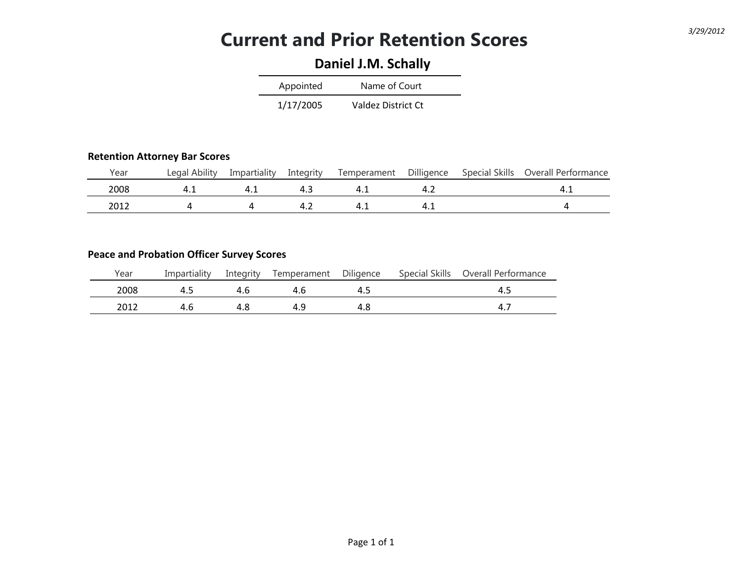*3/29/2012*

# Current and Prior Retention Scores

## Daniel J.M. Schally

| Appointed | Name of Court |
| --- | --- |
| 1/17/2005 | Valdez District Ct |

**Retention Attorney Bar Scores**

| Year | Legal Ability | Impartiality | Integrity | Temperament | Dilligence | Special Skills | Overall Performance |
| --- | --- | --- | --- | --- | --- | --- | --- |
| 2008 | 4.1 | 4.1 | 4.3 | 4.1 | 4.2 | | 4.1 |
| 2012 | 4 | 4 | 4.2 | 4.1 | 4.1 | | 4 |

**Peace and Probation Officer Survey Scores**

| Year | Impartiality | Integrity | Temperament | Diligence | Special Skills | Overall Performance |
| --- | --- | --- | --- | --- | --- | --- |
| 2008 | 4.5 | 4.6 | 4.6 | 4.5 | | 4.5 |
| 2012 | 4.6 | 4.8 | 4.9 | 4.8 | | 4.7 |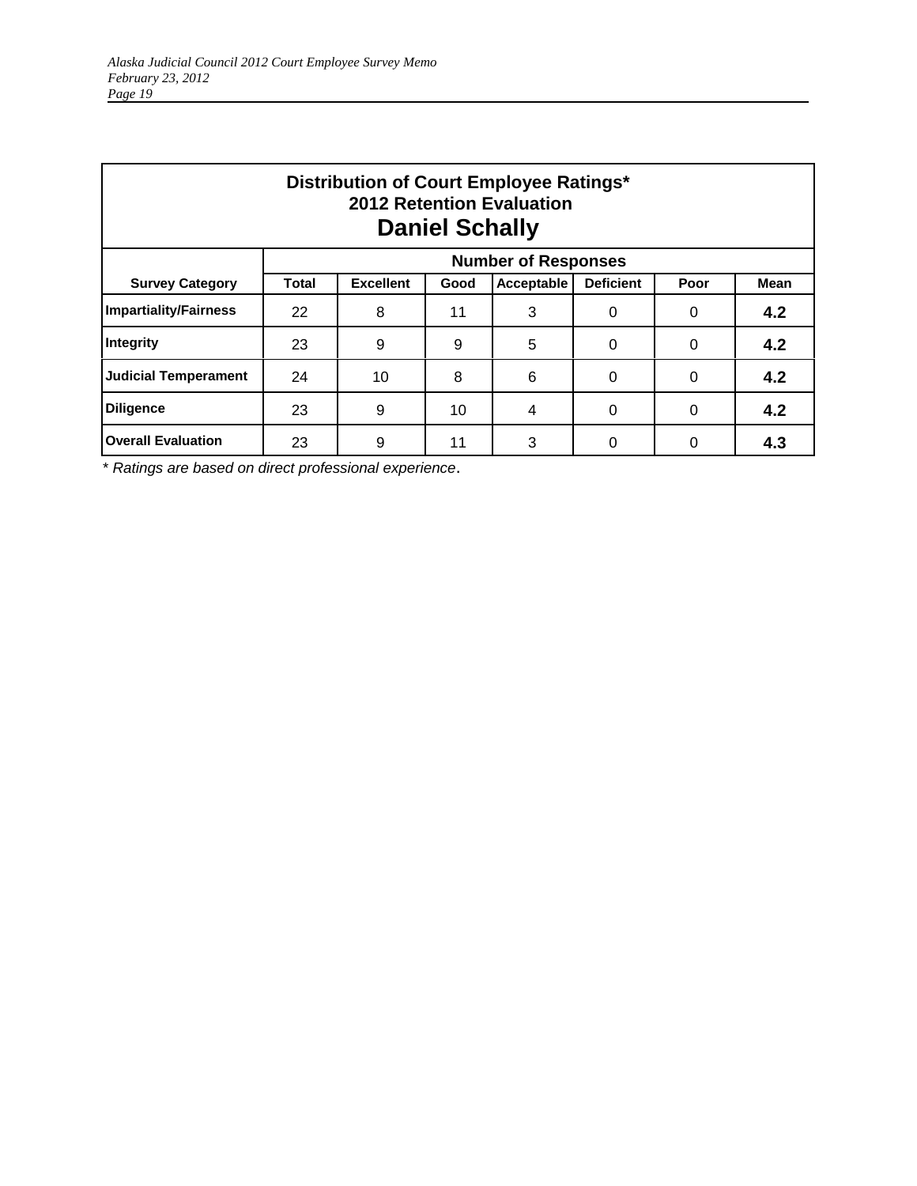| Distribution of Court Employee Ratings* 2012 Retention Evaluation **Daniel Schally** | | | | | | | |
|---|---|---|---|---|---|---|---|
| | **Number of Responses** | | | | | | |
| **Survey Category** | **Total** | **Excellent** | **Good** | **Acceptable** | **Deficient** | **Poor** | **Mean** |
| **Impartiality/Fairness** | 22 | 8 | 11 | 3 | 0 | 0 | **4.2** |
| **Integrity** | 23 | 9 | 9 | 5 | 0 | 0 | **4.2** |
| **Judicial Temperament** | 24 | 10 | 8 | 6 | 0 | 0 | **4.2** |
| **Diligence** | 23 | 9 | 10 | 4 | 0 | 0 | **4.2** |
| **Overall Evaluation** | 23 | 9 | 11 | 3 | 0 | 0 | **4.3** |

*\* Ratings are based on direct professional experience.*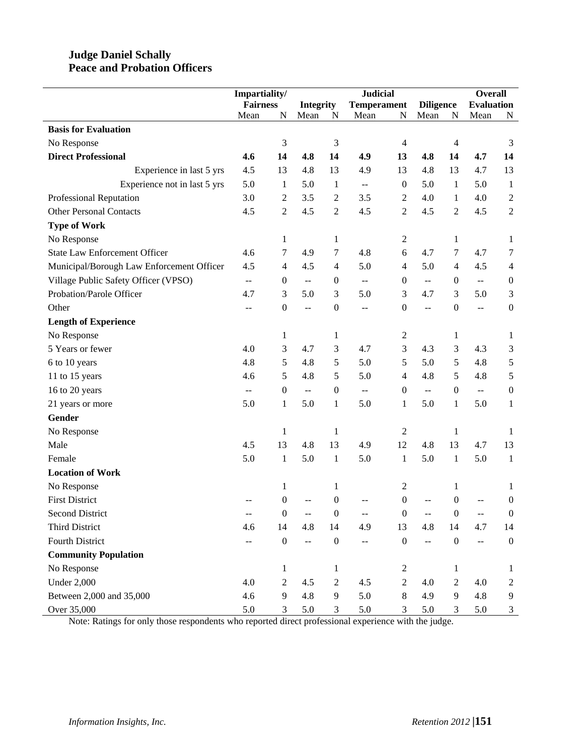**Judge Daniel Schally**
**Peace and Probation Officers**

| | Impartiality/ Fairness | | Integrity | | Judicial Temperament | | Diligence | | Overall Evaluation | |
|---|---|---|---|---|---|---|---|---|---|---|
| | Mean | N | Mean | N | Mean | N | Mean | N | Mean | N |
| **Basis for Evaluation** | | | | | | | | | | |
| No Response | | 3 | | 3 | | 4 | | 4 | | 3 |
| **Direct Professional** | **4.6** | **14** | **4.8** | **14** | **4.9** | **13** | **4.8** | **14** | **4.7** | **14** |
| Experience in last 5 yrs | 4.5 | 13 | 4.8 | 13 | 4.9 | 13 | 4.8 | 13 | 4.7 | 13 |
| Experience not in last 5 yrs | 5.0 | 1 | 5.0 | 1 | -- | 0 | 5.0 | 1 | 5.0 | 1 |
| Professional Reputation | 3.0 | 2 | 3.5 | 2 | 3.5 | 2 | 4.0 | 1 | 4.0 | 2 |
| Other Personal Contacts | 4.5 | 2 | 4.5 | 2 | 4.5 | 2 | 4.5 | 2 | 4.5 | 2 |
| **Type of Work** | | | | | | | | | | |
| No Response | | 1 | | 1 | | 2 | | 1 | | 1 |
| State Law Enforcement Officer | 4.6 | 7 | 4.9 | 7 | 4.8 | 6 | 4.7 | 7 | 4.7 | 7 |
| Municipal/Borough Law Enforcement Officer | 4.5 | 4 | 4.5 | 4 | 5.0 | 4 | 5.0 | 4 | 4.5 | 4 |
| Village Public Safety Officer (VPSO) | -- | 0 | -- | 0 | -- | 0 | -- | 0 | -- | 0 |
| Probation/Parole Officer | 4.7 | 3 | 5.0 | 3 | 5.0 | 3 | 4.7 | 3 | 5.0 | 3 |
| Other | -- | 0 | -- | 0 | -- | 0 | -- | 0 | -- | 0 |
| **Length of Experience** | | | | | | | | | | |
| No Response | | 1 | | 1 | | 2 | | 1 | | 1 |
| 5 Years or fewer | 4.0 | 3 | 4.7 | 3 | 4.7 | 3 | 4.3 | 3 | 4.3 | 3 |
| 6 to 10 years | 4.8 | 5 | 4.8 | 5 | 5.0 | 5 | 5.0 | 5 | 4.8 | 5 |
| 11 to 15 years | 4.6 | 5 | 4.8 | 5 | 5.0 | 4 | 4.8 | 5 | 4.8 | 5 |
| 16 to 20 years | -- | 0 | -- | 0 | -- | 0 | -- | 0 | -- | 0 |
| 21 years or more | 5.0 | 1 | 5.0 | 1 | 5.0 | 1 | 5.0 | 1 | 5.0 | 1 |
| **Gender** | | | | | | | | | | |
| No Response | | 1 | | 1 | | 2 | | 1 | | 1 |
| Male | 4.5 | 13 | 4.8 | 13 | 4.9 | 12 | 4.8 | 13 | 4.7 | 13 |
| Female | 5.0 | 1 | 5.0 | 1 | 5.0 | 1 | 5.0 | 1 | 5.0 | 1 |
| **Location of Work** | | | | | | | | | | |
| No Response | | 1 | | 1 | | 2 | | 1 | | 1 |
| First District | -- | 0 | -- | 0 | -- | 0 | -- | 0 | -- | 0 |
| Second District | -- | 0 | -- | 0 | -- | 0 | -- | 0 | -- | 0 |
| Third District | 4.6 | 14 | 4.8 | 14 | 4.9 | 13 | 4.8 | 14 | 4.7 | 14 |
| Fourth District | -- | 0 | -- | 0 | -- | 0 | -- | 0 | -- | 0 |
| **Community Population** | | | | | | | | | | |
| No Response | | 1 | | 1 | | 2 | | 1 | | 1 |
| Under 2,000 | 4.0 | 2 | 4.5 | 2 | 4.5 | 2 | 4.0 | 2 | 4.0 | 2 |
| Between 2,000 and 35,000 | 4.6 | 9 | 4.8 | 9 | 5.0 | 8 | 4.9 | 9 | 4.8 | 9 |
| Over 35,000 | 5.0 | 3 | 5.0 | 3 | 5.0 | 3 | 5.0 | 3 | 5.0 | 3 |

Note: Ratings for only those respondents who reported direct professional experience with the judge.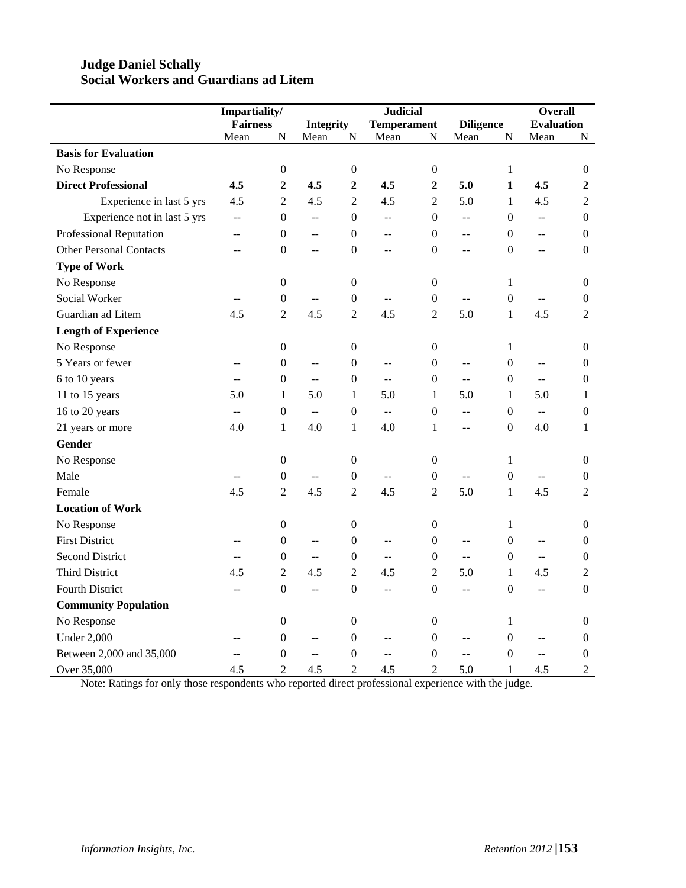## Judge Daniel Schally
## Social Workers and Guardians ad Litem

| | Impartiality/ Fairness | | Integrity | | Judicial Temperament | | Diligence | | Overall Evaluation | |
|---|---|---|---|---|---|---|---|---|---|---|
| | Mean | N | Mean | N | Mean | N | Mean | N | Mean | N |
| **Basis for Evaluation** | | | | | | | | | | |
| No Response | | 0 | | 0 | | 0 | | 1 | | 0 |
| **Direct Professional** | **4.5** | **2** | **4.5** | **2** | **4.5** | **2** | **5.0** | **1** | **4.5** | **2** |
| Experience in last 5 yrs | 4.5 | 2 | 4.5 | 2 | 4.5 | 2 | 5.0 | 1 | 4.5 | 2 |
| Experience not in last 5 yrs | -- | 0 | -- | 0 | -- | 0 | -- | 0 | -- | 0 |
| Professional Reputation | -- | 0 | -- | 0 | -- | 0 | -- | 0 | -- | 0 |
| Other Personal Contacts | -- | 0 | -- | 0 | -- | 0 | -- | 0 | -- | 0 |
| **Type of Work** | | | | | | | | | | |
| No Response | | 0 | | 0 | | 0 | | 1 | | 0 |
| Social Worker | -- | 0 | -- | 0 | -- | 0 | -- | 0 | -- | 0 |
| Guardian ad Litem | 4.5 | 2 | 4.5 | 2 | 4.5 | 2 | 5.0 | 1 | 4.5 | 2 |
| **Length of Experience** | | | | | | | | | | |
| No Response | | 0 | | 0 | | 0 | | 1 | | 0 |
| 5 Years or fewer | -- | 0 | -- | 0 | -- | 0 | -- | 0 | -- | 0 |
| 6 to 10 years | -- | 0 | -- | 0 | -- | 0 | -- | 0 | -- | 0 |
| 11 to 15 years | 5.0 | 1 | 5.0 | 1 | 5.0 | 1 | 5.0 | 1 | 5.0 | 1 |
| 16 to 20 years | -- | 0 | -- | 0 | -- | 0 | -- | 0 | -- | 0 |
| 21 years or more | 4.0 | 1 | 4.0 | 1 | 4.0 | 1 | -- | 0 | 4.0 | 1 |
| **Gender** | | | | | | | | | | |
| No Response | | 0 | | 0 | | 0 | | 1 | | 0 |
| Male | -- | 0 | -- | 0 | -- | 0 | -- | 0 | -- | 0 |
| Female | 4.5 | 2 | 4.5 | 2 | 4.5 | 2 | 5.0 | 1 | 4.5 | 2 |
| **Location of Work** | | | | | | | | | | |
| No Response | | 0 | | 0 | | 0 | | 1 | | 0 |
| First District | -- | 0 | -- | 0 | -- | 0 | -- | 0 | -- | 0 |
| Second District | -- | 0 | -- | 0 | -- | 0 | -- | 0 | -- | 0 |
| Third District | 4.5 | 2 | 4.5 | 2 | 4.5 | 2 | 5.0 | 1 | 4.5 | 2 |
| Fourth District | -- | 0 | -- | 0 | -- | 0 | -- | 0 | -- | 0 |
| **Community Population** | | | | | | | | | | |
| No Response | | 0 | | 0 | | 0 | | 1 | | 0 |
| Under 2,000 | -- | 0 | -- | 0 | -- | 0 | -- | 0 | -- | 0 |
| Between 2,000 and 35,000 | -- | 0 | -- | 0 | -- | 0 | -- | 0 | -- | 0 |
| Over 35,000 | 4.5 | 2 | 4.5 | 2 | 4.5 | 2 | 5.0 | 1 | 4.5 | 2 |

Note: Ratings for only those respondents who reported direct professional experience with the judge.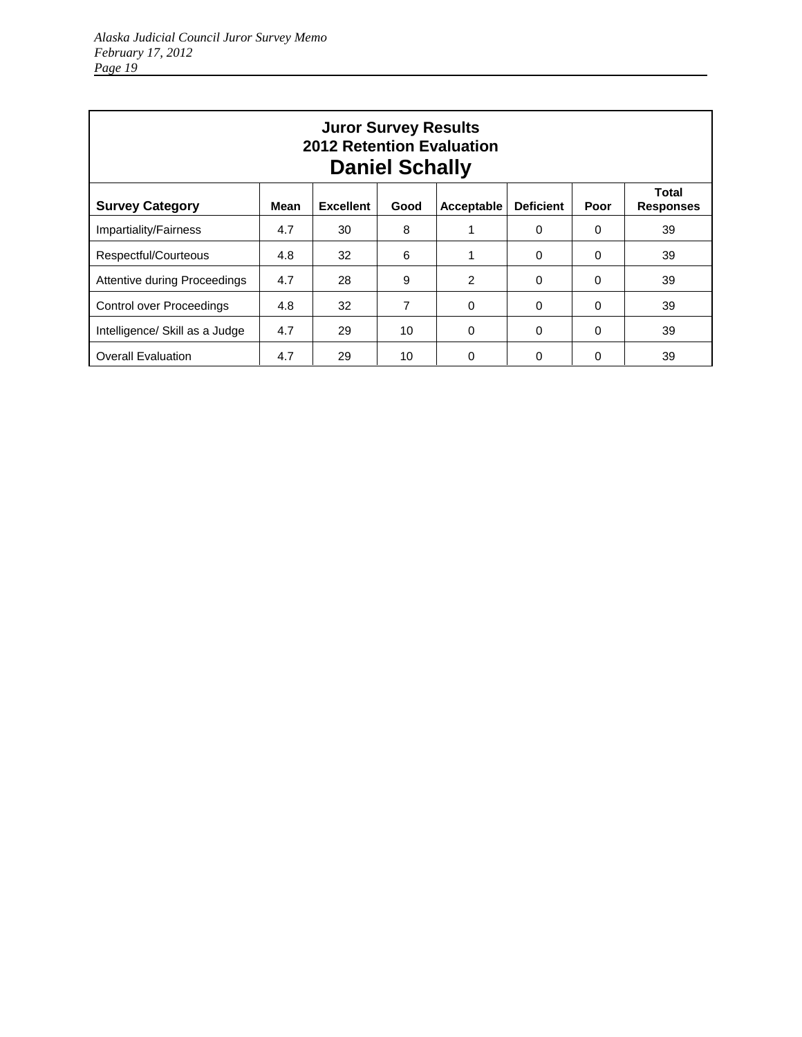**Juror Survey Results**
**2012 Retention Evaluation**
## Daniel Schally

| Survey Category | Mean | Excellent | Good | Acceptable | Deficient | Poor | Total Responses |
|---|---|---|---|---|---|---|---|
| Impartiality/Fairness | 4.7 | 30 | 8 | 1 | 0 | 0 | 39 |
| Respectful/Courteous | 4.8 | 32 | 6 | 1 | 0 | 0 | 39 |
| Attentive during Proceedings | 4.7 | 28 | 9 | 2 | 0 | 0 | 39 |
| Control over Proceedings | 4.8 | 32 | 7 | 0 | 0 | 0 | 39 |
| Intelligence/ Skill as a Judge | 4.7 | 29 | 10 | 0 | 0 | 0 | 39 |
| Overall Evaluation | 4.7 | 29 | 10 | 0 | 0 | 0 | 39 |